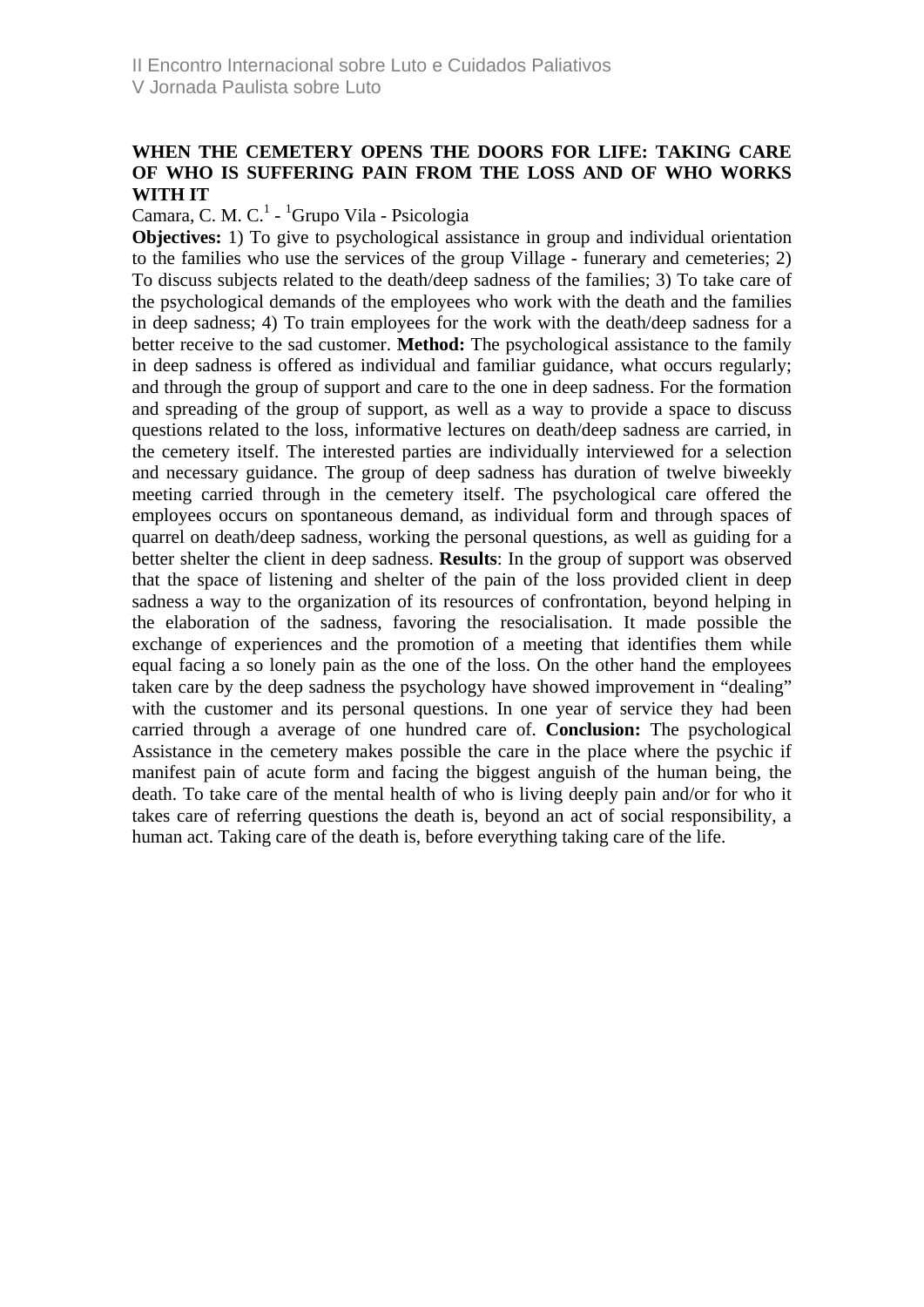**WHEN THE CEMETERY OPENS THE DOORS FOR LIFE: TAKING CARE OF WHO IS SUFFERING PAIN FROM THE LOSS AND OF WHO WORKS WITH IT**

Camara, C. M. C.[1] - [1]Grupo Vila - Psicologia

**Objectives:** 1) To give to psychological assistance in group and individual orientation to the families who use the services of the group Village - funerary and cemeteries; 2) To discuss subjects related to the death/deep sadness of the families; 3) To take care of the psychological demands of the employees who work with the death and the families in deep sadness; 4) To train employees for the work with the death/deep sadness for a better receive to the sad customer. **Method:** The psychological assistance to the family in deep sadness is offered as individual and familiar guidance, what occurs regularly; and through the group of support and care to the one in deep sadness. For the formation and spreading of the group of support, as well as a way to provide a space to discuss questions related to the loss, informative lectures on death/deep sadness are carried, in the cemetery itself. The interested parties are individually interviewed for a selection and necessary guidance. The group of deep sadness has duration of twelve biweekly meeting carried through in the cemetery itself. The psychological care offered the employees occurs on spontaneous demand, as individual form and through spaces of quarrel on death/deep sadness, working the personal questions, as well as guiding for a better shelter the client in deep sadness. **Results**: In the group of support was observed that the space of listening and shelter of the pain of the loss provided client in deep sadness a way to the organization of its resources of confrontation, beyond helping in the elaboration of the sadness, favoring the resocialisation. It made possible the exchange of experiences and the promotion of a meeting that identifies them while equal facing a so lonely pain as the one of the loss. On the other hand the employees taken care by the deep sadness the psychology have showed improvement in "dealing" with the customer and its personal questions. In one year of service they had been carried through a average of one hundred care of. **Conclusion:** The psychological Assistance in the cemetery makes possible the care in the place where the psychic if manifest pain of acute form and facing the biggest anguish of the human being, the death. To take care of the mental health of who is living deeply pain and/or for who it takes care of referring questions the death is, beyond an act of social responsibility, a human act. Taking care of the death is, before everything taking care of the life.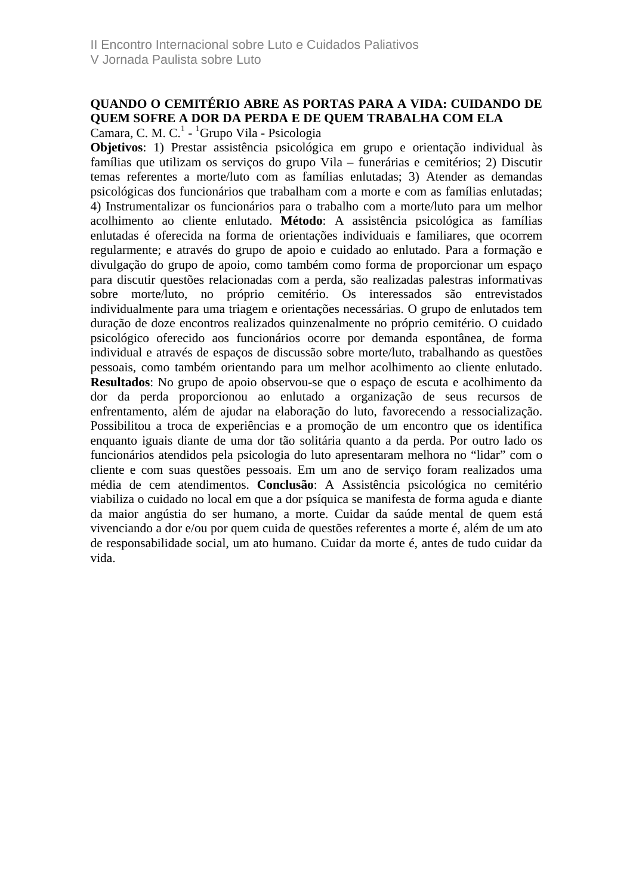**QUANDO O CEMITÉRIO ABRE AS PORTAS PARA A VIDA: CUIDANDO DE QUEM SOFRE A DOR DA PERDA E DE QUEM TRABALHA COM ELA**

Camara, C. M. C.[1] - [1]Grupo Vila - Psicologia

**Objetivos**: 1) Prestar assistência psicológica em grupo e orientação individual às famílias que utilizam os serviços do grupo Vila – funerárias e cemitérios; 2) Discutir temas referentes a morte/luto com as famílias enlutadas; 3) Atender as demandas psicológicas dos funcionários que trabalham com a morte e com as famílias enlutadas; 4) Instrumentalizar os funcionários para o trabalho com a morte/luto para um melhor acolhimento ao cliente enlutado. **Método**: A assistência psicológica as famílias enlutadas é oferecida na forma de orientações individuais e familiares, que ocorrem regularmente; e através do grupo de apoio e cuidado ao enlutado. Para a formação e divulgação do grupo de apoio, como também como forma de proporcionar um espaço para discutir questões relacionadas com a perda, são realizadas palestras informativas sobre morte/luto, no próprio cemitério. Os interessados são entrevistados individualmente para uma triagem e orientações necessárias. O grupo de enlutados tem duração de doze encontros realizados quinzenalmente no próprio cemitério. O cuidado psicológico oferecido aos funcionários ocorre por demanda espontânea, de forma individual e através de espaços de discussão sobre morte/luto, trabalhando as questões pessoais, como também orientando para um melhor acolhimento ao cliente enlutado. **Resultados**: No grupo de apoio observou-se que o espaço de escuta e acolhimento da dor da perda proporcionou ao enlutado a organização de seus recursos de enfrentamento, além de ajudar na elaboração do luto, favorecendo a ressocialização. Possibilitou a troca de experiências e a promoção de um encontro que os identifica enquanto iguais diante de uma dor tão solitária quanto a da perda. Por outro lado os funcionários atendidos pela psicologia do luto apresentaram melhora no "lidar" com o cliente e com suas questões pessoais. Em um ano de serviço foram realizados uma média de cem atendimentos. **Conclusão**: A Assistência psicológica no cemitério viabiliza o cuidado no local em que a dor psíquica se manifesta de forma aguda e diante da maior angústia do ser humano, a morte. Cuidar da saúde mental de quem está vivenciando a dor e/ou por quem cuida de questões referentes a morte é, além de um ato de responsabilidade social, um ato humano. Cuidar da morte é, antes de tudo cuidar da vida.